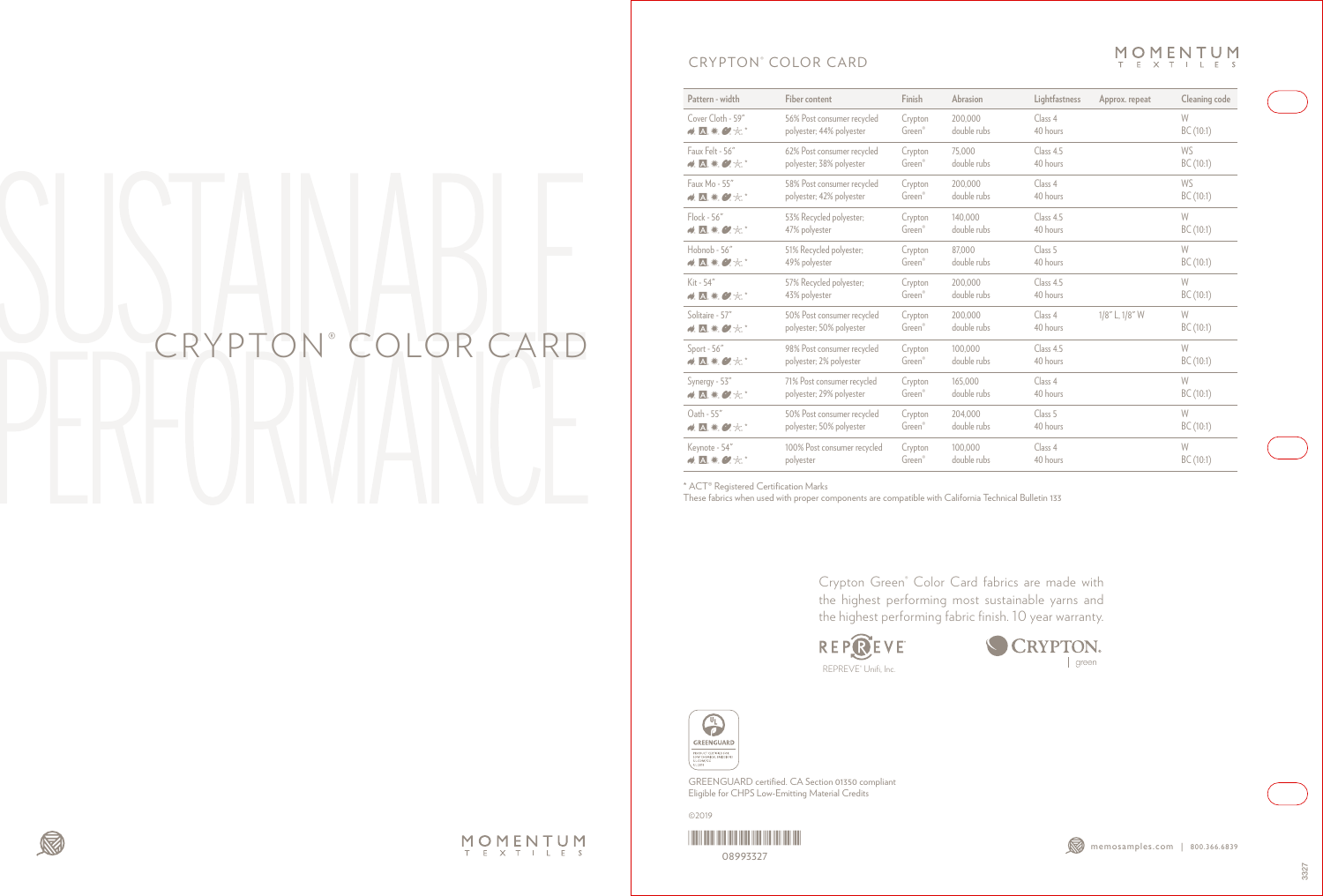# SUSTAINABLE PERFORMANCE

# CRYPTON® COLOR CARD

MOMENTUM TEXTILES

## CRYPTON® COLOR CARD

| Pattern - width | Fiber content | Finish | Abrasion | Lightfastness | Approx. repeat | Cleaning code |
|---|---|---|---|---|---|---|
| Cover Cloth - 59" | 56% Post consumer recycled polyester; 44% polyester | Crypton Green® | 200,000 double rubs | Class 4 40 hours | | W BC (10:1) |
| Faux Felt - 56" | 62% Post consumer recycled polyester; 38% polyester | Crypton Green® | 75,000 double rubs | Class 4.5 40 hours | | WS BC (10:1) |
| Faux Mo - 55" | 58% Post consumer recycled polyester; 42% polyester | Crypton Green® | 200,000 double rubs | Class 4 40 hours | | WS BC (10:1) |
| Flock - 56" | 53% Recycled polyester; 47% polyester | Crypton Green® | 140,000 double rubs | Class 4.5 40 hours | | W BC (10:1) |
| Hobnob - 56" | 51% Recycled polyester; 49% polyester | Crypton Green® | 87,000 double rubs | Class 5 40 hours | | W BC (10:1) |
| Kit - 54" | 57% Recycled polyester; 43% polyester | Crypton Green® | 200,000 double rubs | Class 4.5 40 hours | | W BC (10:1) |
| Solitaire - 57" | 50% Post consumer recycled polyester; 50% polyester | Crypton Green® | 200,000 double rubs | Class 4 40 hours | 1/8" L, 1/8" W | W BC (10:1) |
| Sport - 56" | 98% Post consumer recycled polyester; 2% polyester | Crypton Green® | 100,000 double rubs | Class 4.5 40 hours | | W BC (10:1) |
| Synergy - 53" | 71% Post consumer recycled polyester; 29% polyester | Crypton Green® | 165,000 double rubs | Class 4 40 hours | | W BC (10:1) |
| Oath - 55" | 50% Post consumer recycled polyester; 50% polyester | Crypton Green® | 204,000 double rubs | Class 5 40 hours | | W BC (10:1) |
| Keynote - 54" | 100% Post consumer recycled polyester | Crypton Green® | 100,000 double rubs | Class 4 40 hours | | W BC (10:1) |

* ACT® Registered Certification Marks

These fabrics when used with proper components are compatible with California Technical Bulletin 133

Crypton Green® Color Card fabrics are made with the highest performing most sustainable yarns and the highest performing fabric finish. 10 year warranty.

REPREVE® Unifi, Inc.

CRYPTON. green

GREENGUARD certified. CA Section 01350 compliant

Eligible for CHPS Low-Emitting Material Credits

©2019

08993327

memosamples.com | 800.366.6839

3327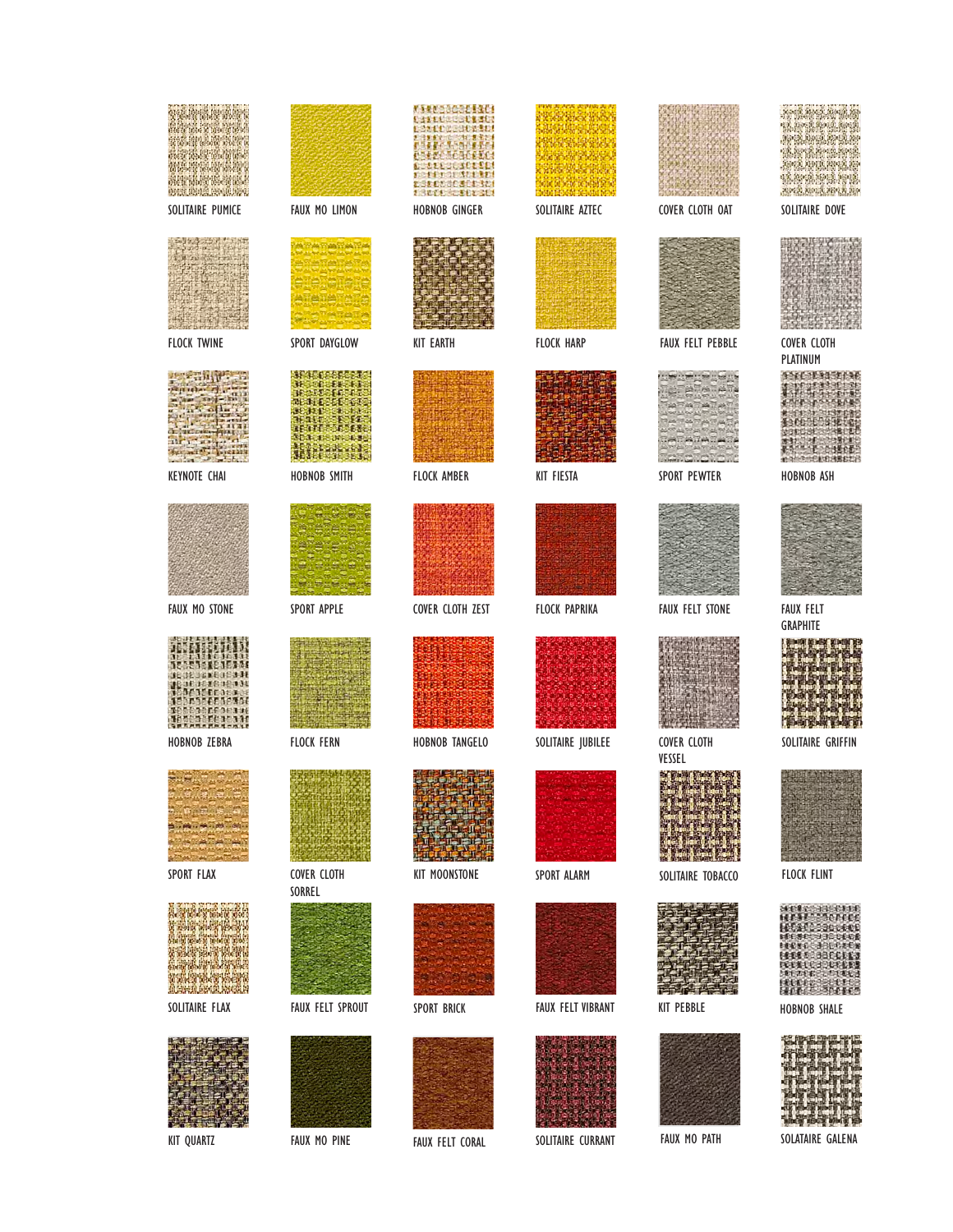| | | | | | |
|---|---|---|---|---|---|
| SOLITAIRE PUMICE | FAUX MO LIMON | HOBNOB GINGER | SOLITAIRE AZTEC | COVER CLOTH OAT | SOLITAIRE DOVE |
| FLOCK TWINE | SPORT DAYGLOW | KIT EARTH | FLOCK HARP | FAUX FELT PEBBLE | COVER CLOTH PLATINUM |
| KEYNOTE CHAI | HOBNOB SMITH | FLOCK AMBER | KIT FIESTA | SPORT PEWTER | HOBNOB ASH |
| FAUX MO STONE | SPORT APPLE | COVER CLOTH ZEST | FLOCK PAPRIKA | FAUX FELT STONE | FAUX FELT GRAPHITE |
| HOBNOB ZEBRA | FLOCK FERN | HOBNOB TANGELO | SOLITAIRE JUBILEE | COVER CLOTH VESSEL | SOLITAIRE GRIFFIN |
| SPORT FLAX | COVER CLOTH SORREL | KIT MOONSTONE | SPORT ALARM | SOLITAIRE TOBACCO | FLOCK FLINT |
| SOLITAIRE FLAX | FAUX FELT SPROUT | SPORT BRICK | FAUX FELT VIBRANT | KIT PEBBLE | HOBNOB SHALE |
| KIT QUARTZ | FAUX MO PINE | FAUX FELT CORAL | SOLITAIRE CURRANT | FAUX MO PATH | SOLATAIRE GALENA |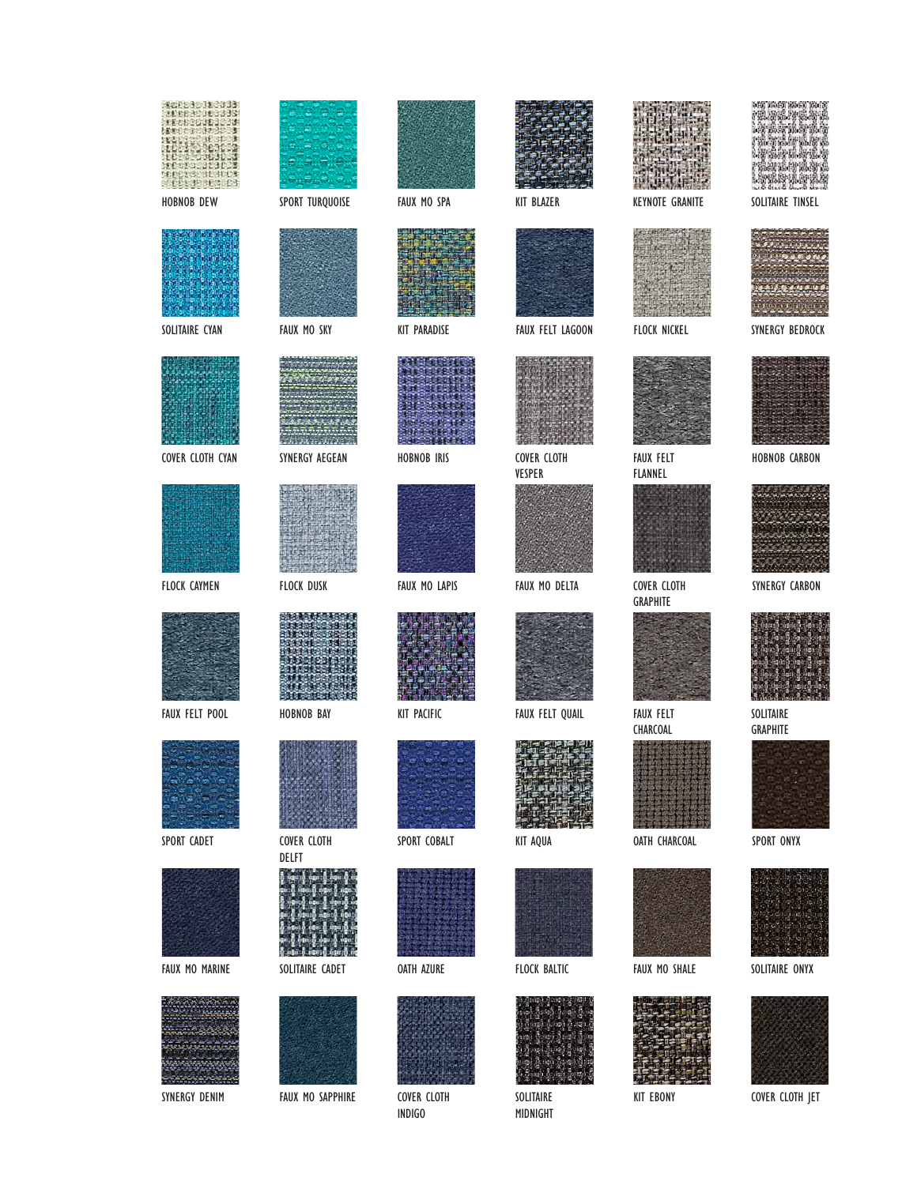| | | | | | |
|---|---|---|---|---|---|
| HOBNOB DEW | SPORT TURQUOISE | FAUX MO SPA | KIT BLAZER | KEYNOTE GRANITE | SOLITAIRE TINSEL |
| SOLITAIRE CYAN | FAUX MO SKY | KIT PARADISE | FAUX FELT LAGOON | FLOCK NICKEL | SYNERGY BEDROCK |
| COVER CLOTH CYAN | SYNERGY AEGEAN | HOBNOB IRIS | COVER CLOTH VESPER | FAUX FELT FLANNEL | HOBNOB CARBON |
| FLOCK CAYMEN | FLOCK DUSK | FAUX MO LAPIS | FAUX MO DELTA | COVER CLOTH GRAPHITE | SYNERGY CARBON |
| FAUX FELT POOL | HOBNOB BAY | KIT PACIFIC | FAUX FELT QUAIL | FAUX FELT CHARCOAL | SOLITAIRE GRAPHITE |
| SPORT CADET | COVER CLOTH DELFT | SPORT COBALT | KIT AQUA | OATH CHARCOAL | SPORT ONYX |
| FAUX MO MARINE | SOLITAIRE CADET | OATH AZURE | FLOCK BALTIC | FAUX MO SHALE | SOLITAIRE ONYX |
| SYNERGY DENIM | FAUX MO SAPPHIRE | COVER CLOTH INDIGO | SOLITAIRE MIDNIGHT | KIT EBONY | COVER CLOTH JET |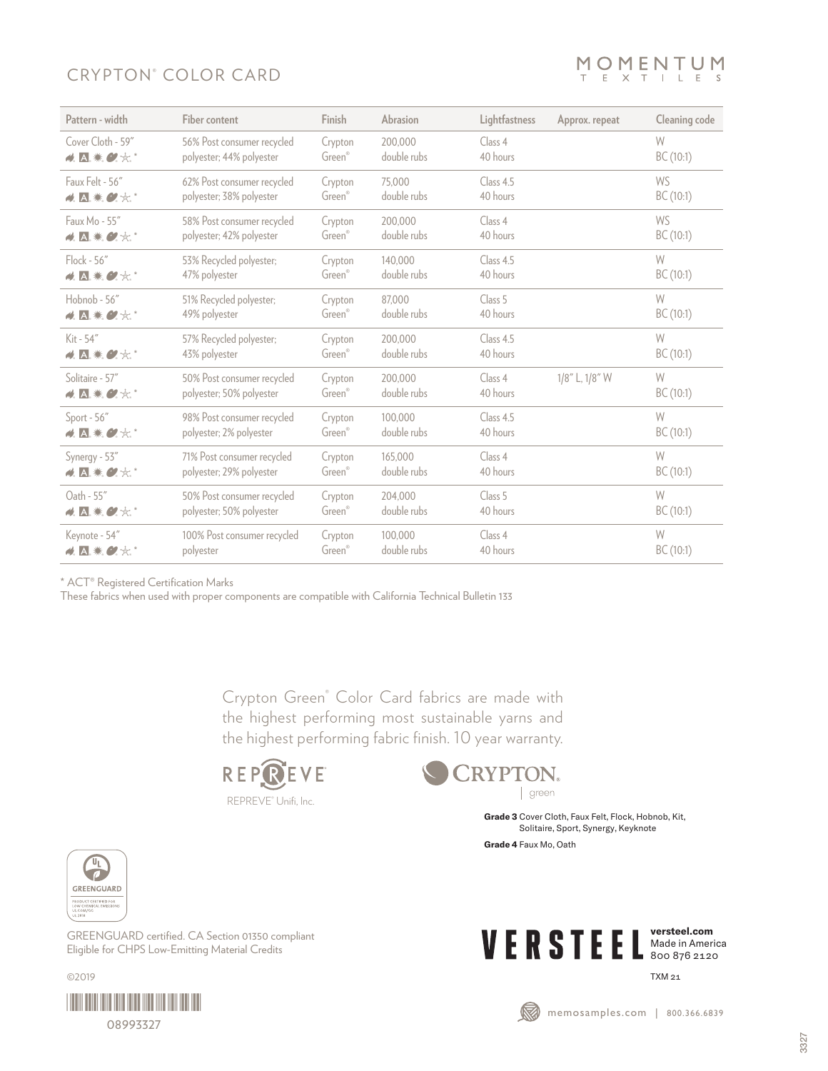# CRYPTON® COLOR CARD

MOMENTUM TEXTILES

| Pattern - width | Fiber content | Finish | Abrasion | Lightfastness | Approx. repeat | Cleaning code |
|---|---|---|---|---|---|---|
| Cover Cloth - 59" * | 56% Post consumer recycled polyester; 44% polyester | Crypton Green® | 200,000 double rubs | Class 4 40 hours | | W BC (10:1) |
| Faux Felt - 56" * | 62% Post consumer recycled polyester; 38% polyester | Crypton Green® | 75,000 double rubs | Class 4.5 40 hours | | WS BC (10:1) |
| Faux Mo - 55" * | 58% Post consumer recycled polyester; 42% polyester | Crypton Green® | 200,000 double rubs | Class 4 40 hours | | WS BC (10:1) |
| Flock - 56" * | 53% Recycled polyester; 47% polyester | Crypton Green® | 140,000 double rubs | Class 4.5 40 hours | | W BC (10:1) |
| Hobnob - 56" * | 51% Recycled polyester; 49% polyester | Crypton Green® | 87,000 double rubs | Class 5 40 hours | | W BC (10:1) |
| Kit - 54" * | 57% Recycled polyester; 43% polyester | Crypton Green® | 200,000 double rubs | Class 4.5 40 hours | | W BC (10:1) |
| Solitaire - 57" * | 50% Post consumer recycled polyester; 50% polyester | Crypton Green® | 200,000 double rubs | Class 4 40 hours | 1/8" L, 1/8" W | W BC (10:1) |
| Sport - 56" * | 98% Post consumer recycled polyester; 2% polyester | Crypton Green® | 100,000 double rubs | Class 4.5 40 hours | | W BC (10:1) |
| Synergy - 53" * | 71% Post consumer recycled polyester; 29% polyester | Crypton Green® | 165,000 double rubs | Class 4 40 hours | | W BC (10:1) |
| Oath - 55" * | 50% Post consumer recycled polyester; 50% polyester | Crypton Green® | 204,000 double rubs | Class 5 40 hours | | W BC (10:1) |
| Keynote - 54" * | 100% Post consumer recycled polyester | Crypton Green® | 100,000 double rubs | Class 4 40 hours | | W BC (10:1) |

\* ACT® Registered Certification Marks

These fabrics when used with proper components are compatible with California Technical Bulletin 133

Crypton Green® Color Card fabrics are made with the highest performing most sustainable yarns and the highest performing fabric finish. 10 year warranty.

REPREVE® Unifi, Inc.

CRYPTON. green

**Grade 3** Cover Cloth, Faux Felt, Flock, Hobnob, Kit, Solitaire, Sport, Synergy, Keyknote

**Grade 4** Faux Mo, Oath

GREENGUARD certified. CA Section 01350 compliant
Eligible for CHPS Low-Emitting Material Credits

©2019

08993327

VERSTEEL **versteel.com** Made in America 800 876 2120

TXM 21

memosamples.com | 800.366.6839

3327